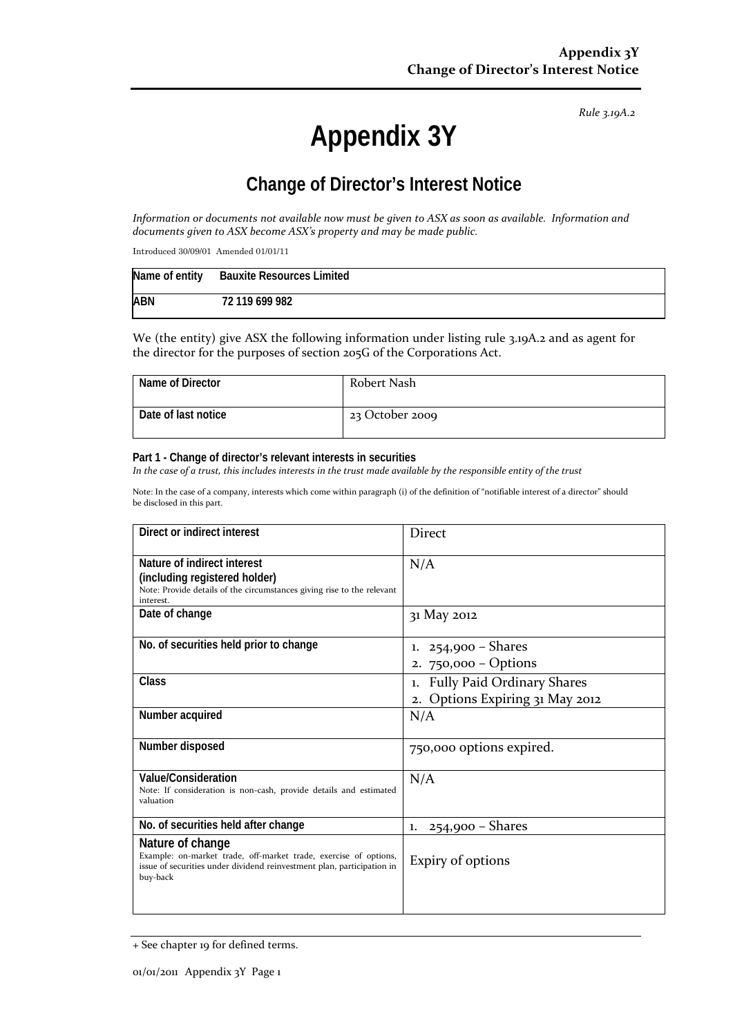*Rule 3.19A.2*

# Appendix 3Y

## Change of Director's Interest Notice

*Information or documents not available now must be given to ASX as soon as available. Information and documents given to ASX become ASX's property and may be made public.*

Introduced 30/09/01 Amended 01/01/11

| Name of entity | Bauxite Resources Limited |
|---|---|
| ABN | 72 119 699 982 |

We (the entity) give ASX the following information under listing rule 3.19A.2 and as agent for the director for the purposes of section 205G of the Corporations Act.

| Name of Director | Robert Nash |
|---|---|
| Date of last notice | 23 October 2009 |

**Part 1 - Change of director's relevant interests in securities**

*In the case of a trust, this includes interests in the trust made available by the responsible entity of the trust*

Note: In the case of a company, interests which come within paragraph (i) of the definition of "notifiable interest of a director" should be disclosed in this part.

| Direct or indirect interest | Direct |
|---|---|
| **Nature of indirect interest (including registered holder)**<br>Note: Provide details of the circumstances giving rise to the relevant interest. | N/A |
| **Date of change** | 31 May 2012 |
| **No. of securities held prior to change** | 1. 254,900 – Shares<br>2. 750,000 – Options |
| **Class** | 1. Fully Paid Ordinary Shares<br>2. Options Expiring 31 May 2012 |
| **Number acquired** | N/A |
| **Number disposed** | 750,000 options expired. |
| **Value/Consideration**<br>Note: If consideration is non-cash, provide details and estimated valuation | N/A |
| **No. of securities held after change** | 1. 254,900 – Shares |
| **Nature of change**<br>Example: on-market trade, off-market trade, exercise of options, issue of securities under dividend reinvestment plan, participation in buy-back | Expiry of options |

+ See chapter 19 for defined terms.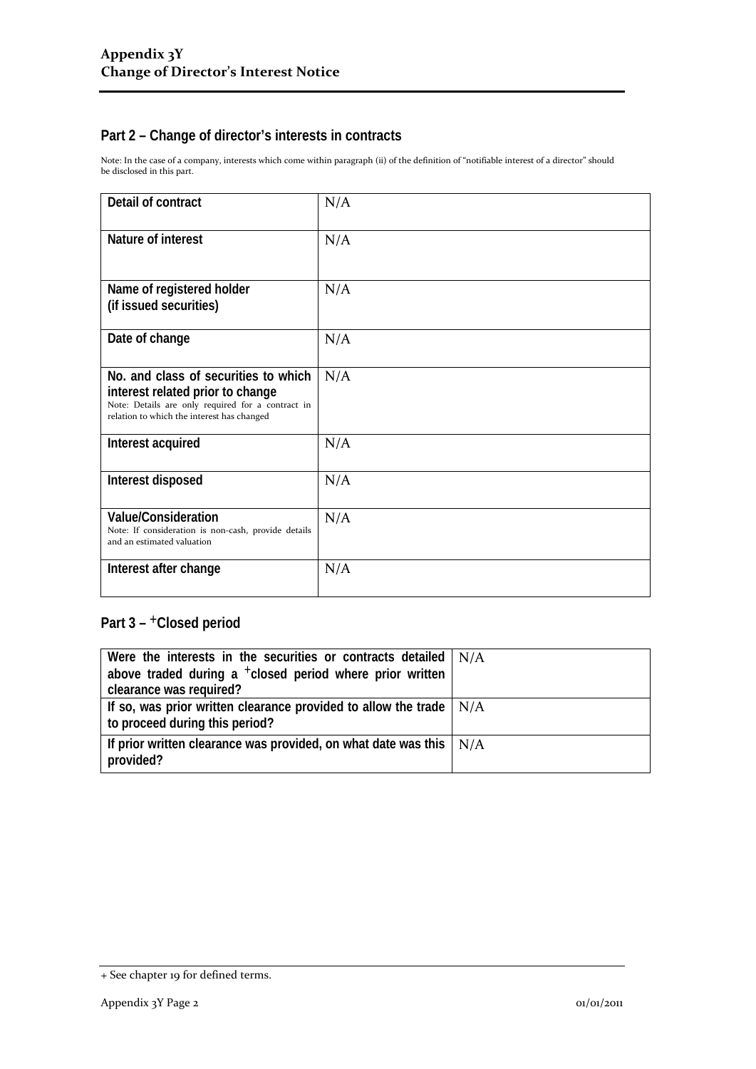## Part 2 – Change of director's interests in contracts

Note: In the case of a company, interests which come within paragraph (ii) of the definition of "notifiable interest of a director" should be disclosed in this part.

| | |
|---|---|
| **Detail of contract** | N/A |
| **Nature of interest** | N/A |
| **Name of registered holder (if issued securities)** | N/A |
| **Date of change** | N/A |
| **No. and class of securities to which interest related prior to change** Note: Details are only required for a contract in relation to which the interest has changed | N/A |
| **Interest acquired** | N/A |
| **Interest disposed** | N/A |
| **Value/Consideration** Note: If consideration is non-cash, provide details and an estimated valuation | N/A |
| **Interest after change** | N/A |

## Part 3 – +Closed period

| | |
|---|---|
| **Were the interests in the securities or contracts detailed above traded during a +closed period where prior written clearance was required?** | N/A |
| **If so, was prior written clearance provided to allow the trade to proceed during this period?** | N/A |
| **If prior written clearance was provided, on what date was this provided?** | N/A |

+ See chapter 19 for defined terms.